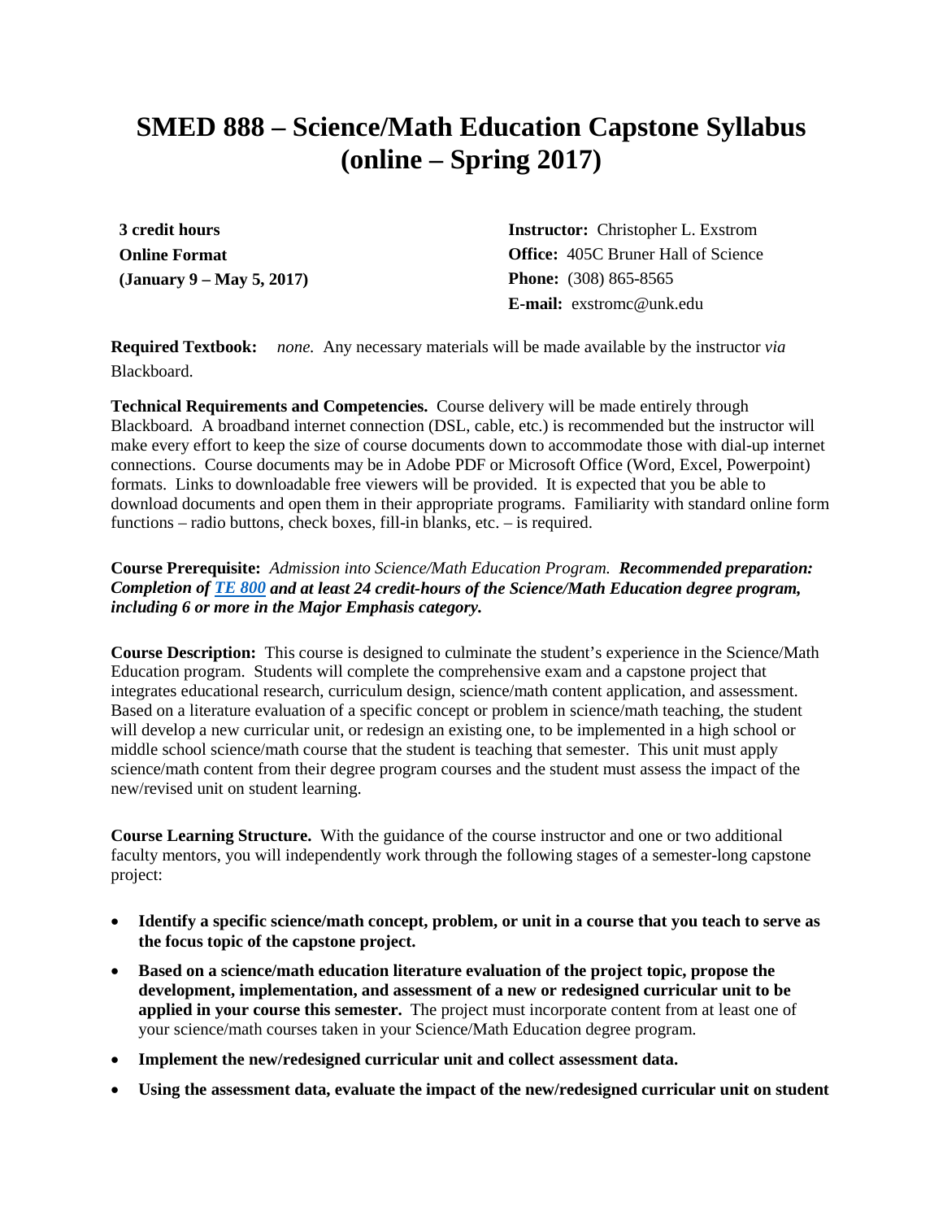# SMED 888 – Science/Math Education Capstone Syllabus (online – Spring 2017)

**3 credit hours**
**Online Format**
**(January 9 – May 5, 2017)**

**Instructor:** Christopher L. Exstrom
**Office:** 405C Bruner Hall of Science
**Phone:** (308) 865-8565
**E-mail:** exstromc@unk.edu

**Required Textbook:** *none.* Any necessary materials will be made available by the instructor *via* Blackboard.

**Technical Requirements and Competencies.** Course delivery will be made entirely through Blackboard. A broadband internet connection (DSL, cable, etc.) is recommended but the instructor will make every effort to keep the size of course documents down to accommodate those with dial-up internet connections. Course documents may be in Adobe PDF or Microsoft Office (Word, Excel, Powerpoint) formats. Links to downloadable free viewers will be provided. It is expected that you be able to download documents and open them in their appropriate programs. Familiarity with standard online form functions – radio buttons, check boxes, fill-in blanks, etc. – is required.

**Course Prerequisite:** *Admission into Science/Math Education Program.* ***Recommended preparation: Completion of [TE 800](#) and at least 24 credit-hours of the Science/Math Education degree program, including 6 or more in the Major Emphasis category.***

**Course Description:** This course is designed to culminate the student's experience in the Science/Math Education program. Students will complete the comprehensive exam and a capstone project that integrates educational research, curriculum design, science/math content application, and assessment. Based on a literature evaluation of a specific concept or problem in science/math teaching, the student will develop a new curricular unit, or redesign an existing one, to be implemented in a high school or middle school science/math course that the student is teaching that semester. This unit must apply science/math content from their degree program courses and the student must assess the impact of the new/revised unit on student learning.

**Course Learning Structure.** With the guidance of the course instructor and one or two additional faculty mentors, you will independently work through the following stages of a semester-long capstone project:

- **Identify a specific science/math concept, problem, or unit in a course that you teach to serve as the focus topic of the capstone project.**
- **Based on a science/math education literature evaluation of the project topic, propose the development, implementation, and assessment of a new or redesigned curricular unit to be applied in your course this semester.** The project must incorporate content from at least one of your science/math courses taken in your Science/Math Education degree program.
- **Implement the new/redesigned curricular unit and collect assessment data.**
- **Using the assessment data, evaluate the impact of the new/redesigned curricular unit on student**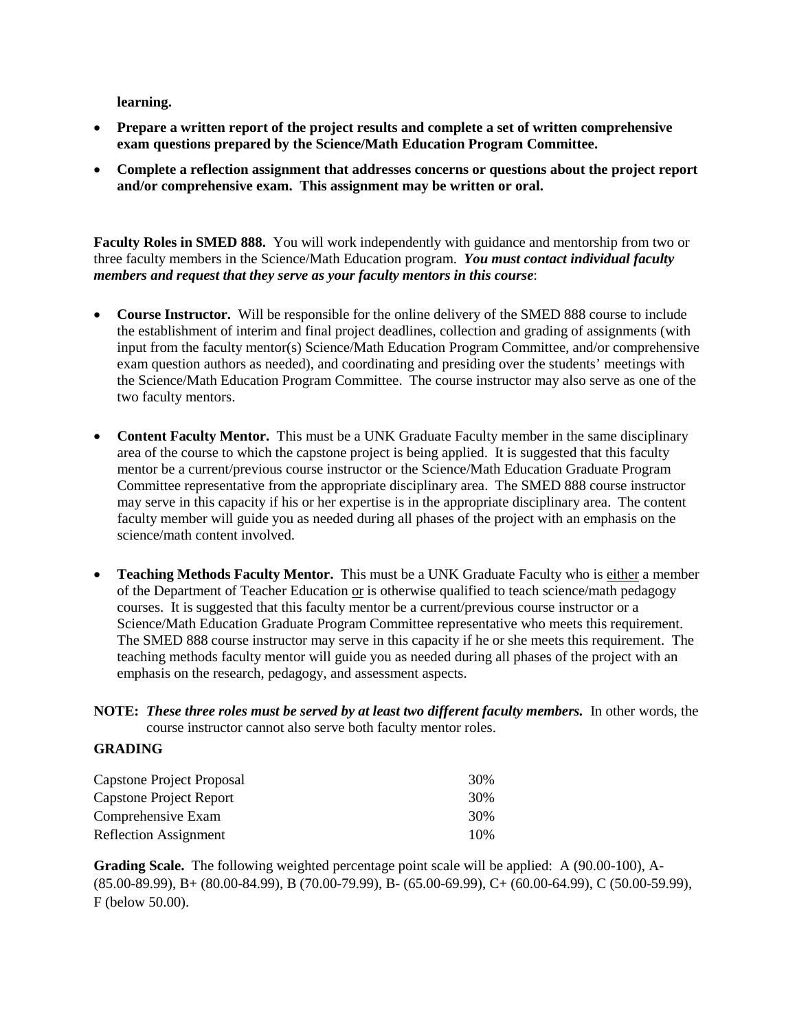**learning.**

- **Prepare a written report of the project results and complete a set of written comprehensive exam questions prepared by the Science/Math Education Program Committee.**
- **Complete a reflection assignment that addresses concerns or questions about the project report and/or comprehensive exam. This assignment may be written or oral.**

**Faculty Roles in SMED 888.** You will work independently with guidance and mentorship from two or three faculty members in the Science/Math Education program. ***You must contact individual faculty members and request that they serve as your faculty mentors in this course***:

- **Course Instructor.** Will be responsible for the online delivery of the SMED 888 course to include the establishment of interim and final project deadlines, collection and grading of assignments (with input from the faculty mentor(s) Science/Math Education Program Committee, and/or comprehensive exam question authors as needed), and coordinating and presiding over the students' meetings with the Science/Math Education Program Committee. The course instructor may also serve as one of the two faculty mentors.

- **Content Faculty Mentor.** This must be a UNK Graduate Faculty member in the same disciplinary area of the course to which the capstone project is being applied. It is suggested that this faculty mentor be a current/previous course instructor or the Science/Math Education Graduate Program Committee representative from the appropriate disciplinary area. The SMED 888 course instructor may serve in this capacity if his or her expertise is in the appropriate disciplinary area. The content faculty member will guide you as needed during all phases of the project with an emphasis on the science/math content involved.

- **Teaching Methods Faculty Mentor.** This must be a UNK Graduate Faculty who is either a member of the Department of Teacher Education or is otherwise qualified to teach science/math pedagogy courses. It is suggested that this faculty mentor be a current/previous course instructor or a Science/Math Education Graduate Program Committee representative who meets this requirement. The SMED 888 course instructor may serve in this capacity if he or she meets this requirement. The teaching methods faculty mentor will guide you as needed during all phases of the project with an emphasis on the research, pedagogy, and assessment aspects.

**NOTE:** ***These three roles must be served by at least two different faculty members.*** In other words, the course instructor cannot also serve both faculty mentor roles.

**GRADING**

| | |
|---|---|
| Capstone Project Proposal | 30% |
| Capstone Project Report | 30% |
| Comprehensive Exam | 30% |
| Reflection Assignment | 10% |

**Grading Scale.** The following weighted percentage point scale will be applied: A (90.00-100), A- (85.00-89.99), B+ (80.00-84.99), B (70.00-79.99), B- (65.00-69.99), C+ (60.00-64.99), C (50.00-59.99), F (below 50.00).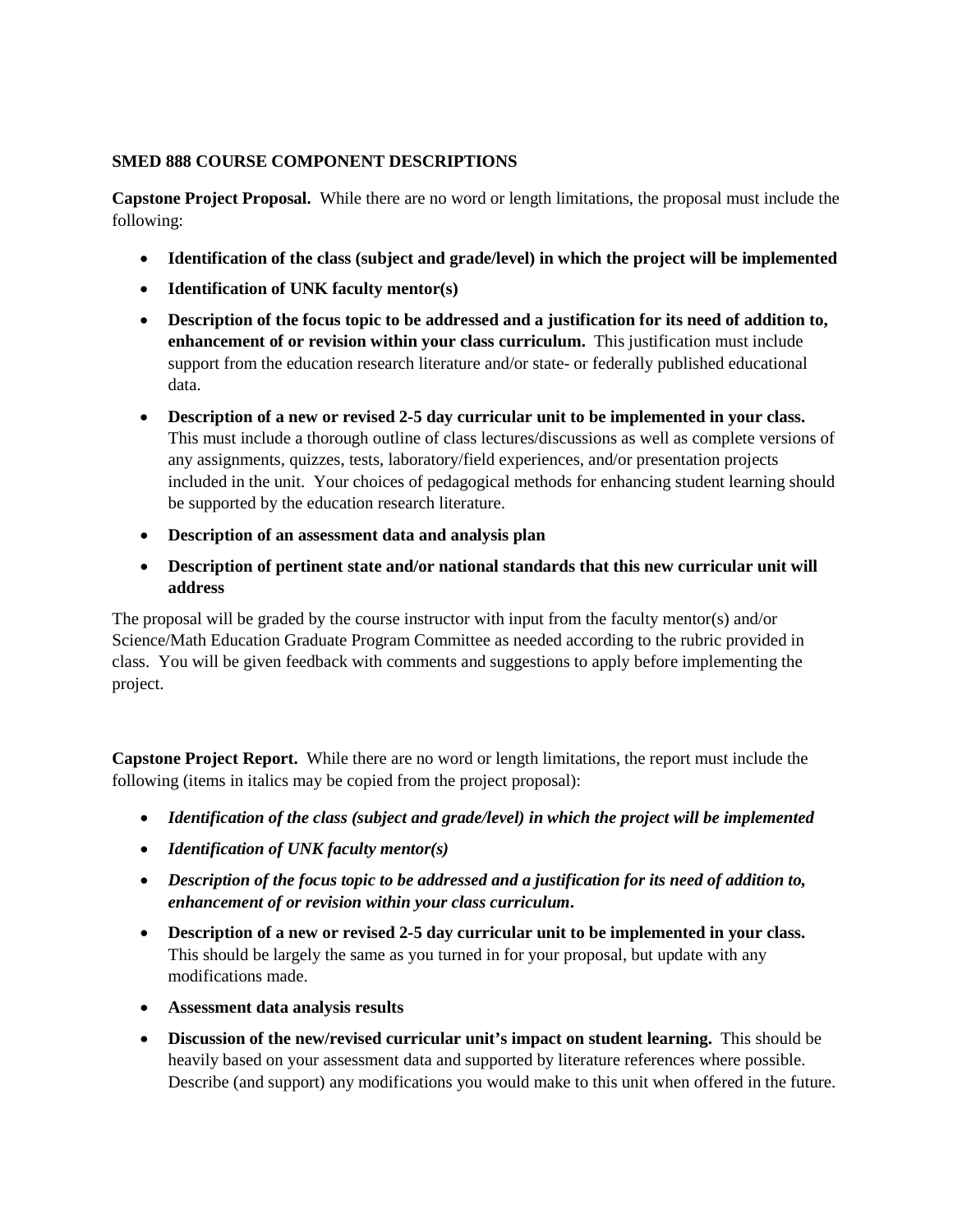**SMED 888 COURSE COMPONENT DESCRIPTIONS**

**Capstone Project Proposal.** While there are no word or length limitations, the proposal must include the following:

- **Identification of the class (subject and grade/level) in which the project will be implemented**
- **Identification of UNK faculty mentor(s)**
- **Description of the focus topic to be addressed and a justification for its need of addition to, enhancement of or revision within your class curriculum.** This justification must include support from the education research literature and/or state- or federally published educational data.
- **Description of a new or revised 2-5 day curricular unit to be implemented in your class.** This must include a thorough outline of class lectures/discussions as well as complete versions of any assignments, quizzes, tests, laboratory/field experiences, and/or presentation projects included in the unit. Your choices of pedagogical methods for enhancing student learning should be supported by the education research literature.
- **Description of an assessment data and analysis plan**
- **Description of pertinent state and/or national standards that this new curricular unit will address**

The proposal will be graded by the course instructor with input from the faculty mentor(s) and/or Science/Math Education Graduate Program Committee as needed according to the rubric provided in class. You will be given feedback with comments and suggestions to apply before implementing the project.

**Capstone Project Report.** While there are no word or length limitations, the report must include the following (items in italics may be copied from the project proposal):

- ***Identification of the class (subject and grade/level) in which the project will be implemented***
- ***Identification of UNK faculty mentor(s)***
- ***Description of the focus topic to be addressed and a justification for its need of addition to, enhancement of or revision within your class curriculum.***
- **Description of a new or revised 2-5 day curricular unit to be implemented in your class.** This should be largely the same as you turned in for your proposal, but update with any modifications made.
- **Assessment data analysis results**
- **Discussion of the new/revised curricular unit's impact on student learning.** This should be heavily based on your assessment data and supported by literature references where possible. Describe (and support) any modifications you would make to this unit when offered in the future.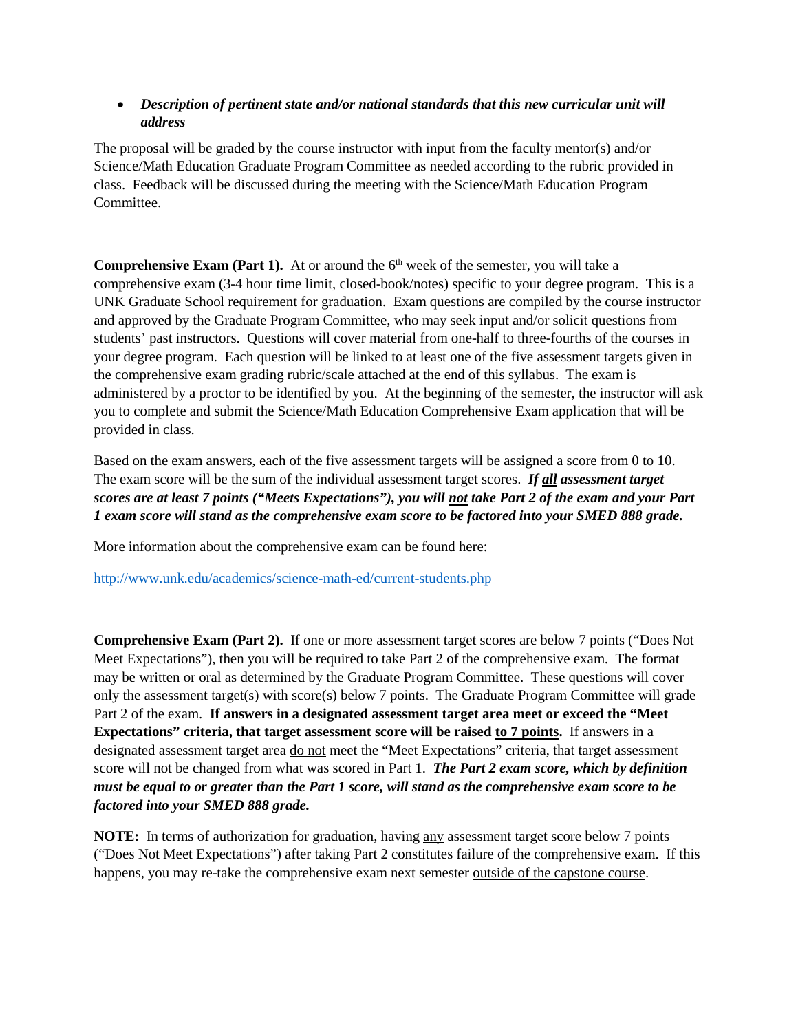- ***Description of pertinent state and/or national standards that this new curricular unit will address***

The proposal will be graded by the course instructor with input from the faculty mentor(s) and/or Science/Math Education Graduate Program Committee as needed according to the rubric provided in class. Feedback will be discussed during the meeting with the Science/Math Education Program Committee.

**Comprehensive Exam (Part 1).** At or around the 6th week of the semester, you will take a comprehensive exam (3-4 hour time limit, closed-book/notes) specific to your degree program. This is a UNK Graduate School requirement for graduation. Exam questions are compiled by the course instructor and approved by the Graduate Program Committee, who may seek input and/or solicit questions from students' past instructors. Questions will cover material from one-half to three-fourths of the courses in your degree program. Each question will be linked to at least one of the five assessment targets given in the comprehensive exam grading rubric/scale attached at the end of this syllabus. The exam is administered by a proctor to be identified by you. At the beginning of the semester, the instructor will ask you to complete and submit the Science/Math Education Comprehensive Exam application that will be provided in class.

Based on the exam answers, each of the five assessment targets will be assigned a score from 0 to 10. The exam score will be the sum of the individual assessment target scores. ***If <u>all</u> assessment target scores are at least 7 points ("Meets Expectations"), you will <u>not</u> take Part 2 of the exam and your Part 1 exam score will stand as the comprehensive exam score to be factored into your SMED 888 grade.***

More information about the comprehensive exam can be found here:

http://www.unk.edu/academics/science-math-ed/current-students.php

**Comprehensive Exam (Part 2).** If one or more assessment target scores are below 7 points ("Does Not Meet Expectations"), then you will be required to take Part 2 of the comprehensive exam. The format may be written or oral as determined by the Graduate Program Committee. These questions will cover only the assessment target(s) with score(s) below 7 points. The Graduate Program Committee will grade Part 2 of the exam. **If answers in a designated assessment target area meet or exceed the "Meet Expectations" criteria, that target assessment score will be raised <u>to 7 points</u>.** If answers in a designated assessment target area <u>do not</u> meet the "Meet Expectations" criteria, that target assessment score will not be changed from what was scored in Part 1. ***The Part 2 exam score, which by definition must be equal to or greater than the Part 1 score, will stand as the comprehensive exam score to be factored into your SMED 888 grade.***

**NOTE:** In terms of authorization for graduation, having <u>any</u> assessment target score below 7 points ("Does Not Meet Expectations") after taking Part 2 constitutes failure of the comprehensive exam. If this happens, you may re-take the comprehensive exam next semester <u>outside of the capstone course</u>.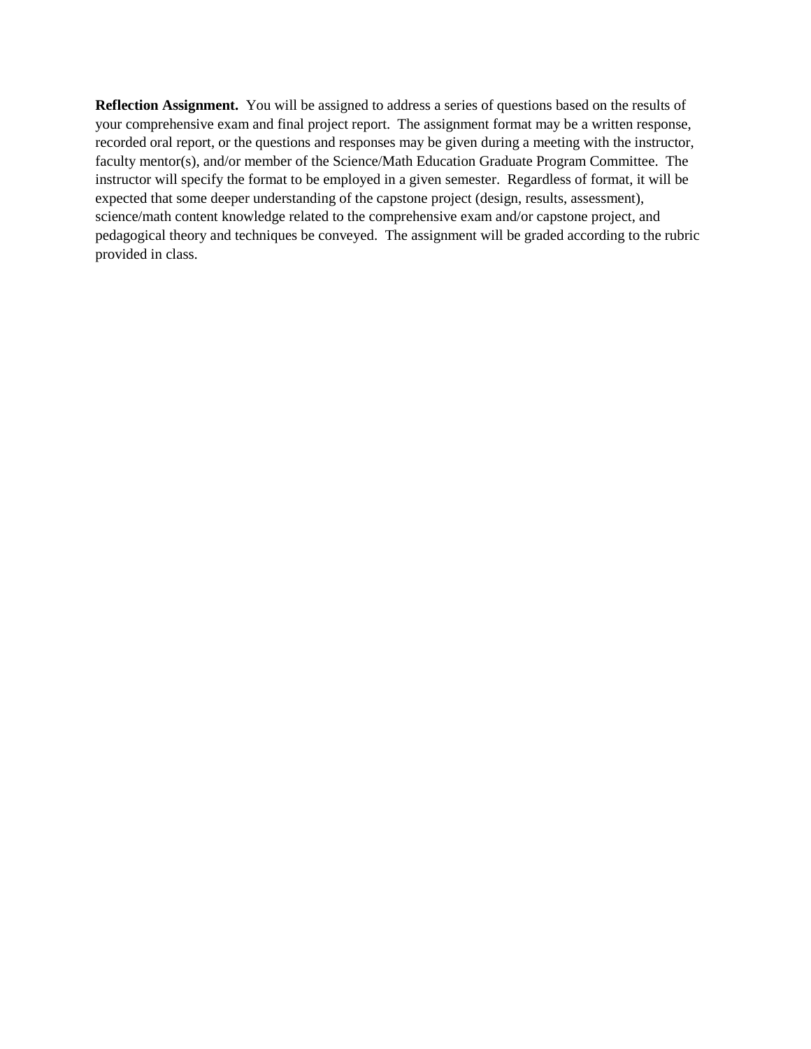**Reflection Assignment.** You will be assigned to address a series of questions based on the results of your comprehensive exam and final project report. The assignment format may be a written response, recorded oral report, or the questions and responses may be given during a meeting with the instructor, faculty mentor(s), and/or member of the Science/Math Education Graduate Program Committee. The instructor will specify the format to be employed in a given semester. Regardless of format, it will be expected that some deeper understanding of the capstone project (design, results, assessment), science/math content knowledge related to the comprehensive exam and/or capstone project, and pedagogical theory and techniques be conveyed. The assignment will be graded according to the rubric provided in class.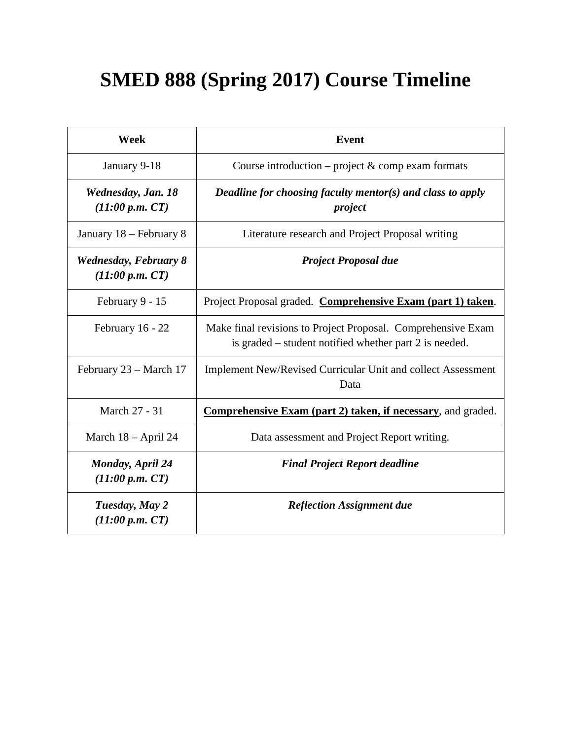# SMED 888 (Spring 2017) Course Timeline

| Week | Event |
| --- | --- |
| January 9-18 | Course introduction – project & comp exam formats |
| ***Wednesday, Jan. 18 (11:00 p.m. CT)*** | ***Deadline for choosing faculty mentor(s) and class to apply project*** |
| January 18 – February 8 | Literature research and Project Proposal writing |
| ***Wednesday, February 8 (11:00 p.m. CT)*** | ***Project Proposal due*** |
| February 9 - 15 | Project Proposal graded. **Comprehensive Exam (part 1) taken**. |
| February 16 - 22 | Make final revisions to Project Proposal. Comprehensive Exam is graded – student notified whether part 2 is needed. |
| February 23 – March 17 | Implement New/Revised Curricular Unit and collect Assessment Data |
| March 27 - 31 | **Comprehensive Exam (part 2) taken, if necessary**, and graded. |
| March 18 – April 24 | Data assessment and Project Report writing. |
| ***Monday, April 24 (11:00 p.m. CT)*** | ***Final Project Report deadline*** |
| ***Tuesday, May 2 (11:00 p.m. CT)*** | ***Reflection Assignment due*** |